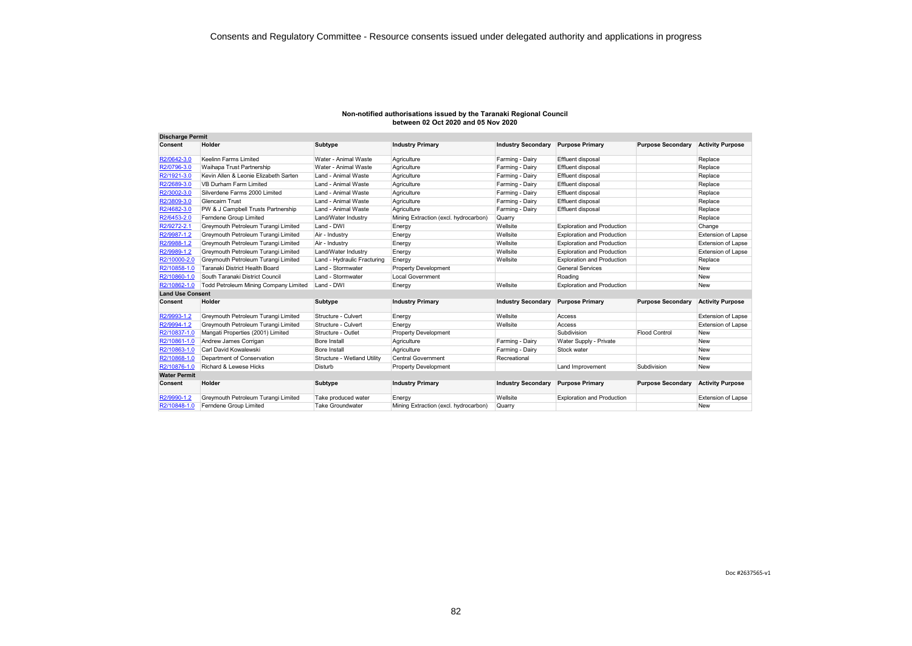# Consents and Regulatory Committee - Resource consents issued under delegated authority and applications in progress

**Non-notified authorisations issued by the Taranaki Regional Council between 02 Oct 2020 and 05 Nov 2020**

**Discharge Permit**

| Consent | Holder | Subtype | Industry Primary | Industry Secondary | Purpose Primary | Purpose Secondary | Activity Purpose |
|---|---|---|---|---|---|---|---|
| R2/0642-3.0 | Keelinn Farms Limited | Water - Animal Waste | Agriculture | Farming - Dairy | Effluent disposal | | Replace |
| R2/0796-3.0 | Waihapa Trust Partnership | Water - Animal Waste | Agriculture | Farming - Dairy | Effluent disposal | | Replace |
| R2/1921-3.0 | Kevin Allen & Leonie Elizabeth Sarten | Land - Animal Waste | Agriculture | Farming - Dairy | Effluent disposal | | Replace |
| R2/2689-3.0 | VB Durham Farm Limited | Land - Animal Waste | Agriculture | Farming - Dairy | Effluent disposal | | Replace |
| R2/3002-3.0 | Silverdene Farms 2000 Limited | Land - Animal Waste | Agriculture | Farming - Dairy | Effluent disposal | | Replace |
| R2/3809-3.0 | Glencairn Trust | Land - Animal Waste | Agriculture | Farming - Dairy | Effluent disposal | | Replace |
| R2/4682-3.0 | PW & J Campbell Trusts Partnership | Land - Animal Waste | Agriculture | Farming - Dairy | Effluent disposal | | Replace |
| R2/6453-2.0 | Ferndene Group Limited | Land/Water Industry | Mining Extraction (excl. hydrocarbon) | Quarry | | | Replace |
| R2/9272-2.1 | Greymouth Petroleum Turangi Limited | Land - DWI | Energy | Wellsite | Exploration and Production | | Change |
| R2/9987-1.2 | Greymouth Petroleum Turangi Limited | Air - Industry | Energy | Wellsite | Exploration and Production | | Extension of Lapse |
| R2/9988-1.2 | Greymouth Petroleum Turangi Limited | Air - Industry | Energy | Wellsite | Exploration and Production | | Extension of Lapse |
| R2/9989-1.2 | Greymouth Petroleum Turangi Limited | Land/Water Industry | Energy | Wellsite | Exploration and Production | | Extension of Lapse |
| R2/10000-2.0 | Greymouth Petroleum Turangi Limited | Land - Hydraulic Fracturing | Energy | Wellsite | Exploration and Production | | Replace |
| R2/10858-1.0 | Taranaki District Health Board | Land - Stormwater | Property Development | | General Services | | New |
| R2/10860-1.0 | South Taranaki District Council | Land - Stormwater | Local Government | | Roading | | New |
| R2/10862-1.0 | Todd Petroleum Mining Company Limited | Land - DWI | Energy | Wellsite | Exploration and Production | | New |

**Land Use Consent**

| Consent | Holder | Subtype | Industry Primary | Industry Secondary | Purpose Primary | Purpose Secondary | Activity Purpose |
|---|---|---|---|---|---|---|---|
| R2/9993-1.2 | Greymouth Petroleum Turangi Limited | Structure - Culvert | Energy | Wellsite | Access | | Extension of Lapse |
| R2/9994-1.2 | Greymouth Petroleum Turangi Limited | Structure - Culvert | Energy | Wellsite | Access | | Extension of Lapse |
| R2/10837-1.0 | Mangati Properties (2001) Limited | Structure - Outlet | Property Development | | Subdivision | Flood Control | New |
| R2/10861-1.0 | Andrew James Corrigan | Bore Install | Agriculture | Farming - Dairy | Water Supply - Private | | New |
| R2/10863-1.0 | Carl David Kowalewski | Bore Install | Agriculture | Farming - Dairy | Stock water | | New |
| R2/10868-1.0 | Department of Conservation | Structure - Wetland Utility | Central Government | Recreational | | | New |
| R2/10876-1.0 | Richard & Lewese Hicks | Disturb | Property Development | | Land Improvement | Subdivision | New |

**Water Permit**

| Consent | Holder | Subtype | Industry Primary | Industry Secondary | Purpose Primary | Purpose Secondary | Activity Purpose |
|---|---|---|---|---|---|---|---|
| R2/9990-1.2 | Greymouth Petroleum Turangi Limited | Take produced water | Energy | Wellsite | Exploration and Production | | Extension of Lapse |
| R2/10848-1.0 | Ferndene Group Limited | Take Groundwater | Mining Extraction (excl. hydrocarbon) | Quarry | | | New |

Doc #2637565-v1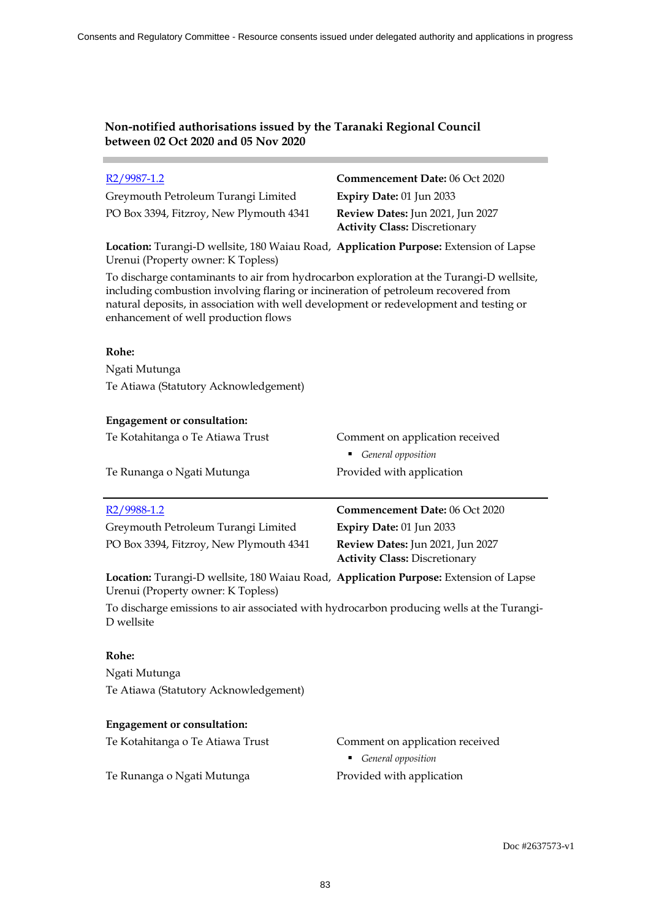**Non-notified authorisations issued by the Taranaki Regional Council between 02 Oct 2020 and 05 Nov 2020**

---

[R2/9987-1.2](R2/9987-1.2)

Greymouth Petroleum Turangi Limited
PO Box 3394, Fitzroy, New Plymouth 4341

**Commencement Date:** 06 Oct 2020
**Expiry Date:** 01 Jun 2033
**Review Dates:** Jun 2021, Jun 2027
**Activity Class:** Discretionary

**Location:** Turangi-D wellsite, 180 Waiau Road, Urenui (Property owner: K Topless)

**Application Purpose:** Extension of Lapse

To discharge contaminants to air from hydrocarbon exploration at the Turangi-D wellsite, including combustion involving flaring or incineration of petroleum recovered from natural deposits, in association with well development or redevelopment and testing or enhancement of well production flows

**Rohe:**

Ngati Mutunga
Te Atiawa (Statutory Acknowledgement)

**Engagement or consultation:**

| | |
|---|---|
| Te Kotahitanga o Te Atiawa Trust | Comment on application received<br>▪ *General opposition* |
| Te Runanga o Ngati Mutunga | Provided with application |

---

[R2/9988-1.2](R2/9988-1.2)

Greymouth Petroleum Turangi Limited
PO Box 3394, Fitzroy, New Plymouth 4341

**Commencement Date:** 06 Oct 2020
**Expiry Date:** 01 Jun 2033
**Review Dates:** Jun 2021, Jun 2027
**Activity Class:** Discretionary

**Location:** Turangi-D wellsite, 180 Waiau Road, Urenui (Property owner: K Topless)

**Application Purpose:** Extension of Lapse

To discharge emissions to air associated with hydrocarbon producing wells at the Turangi-D wellsite

**Rohe:**

Ngati Mutunga
Te Atiawa (Statutory Acknowledgement)

**Engagement or consultation:**

| | |
|---|---|
| Te Kotahitanga o Te Atiawa Trust | Comment on application received<br>▪ *General opposition* |
| Te Runanga o Ngati Mutunga | Provided with application |

Doc #2637573-v1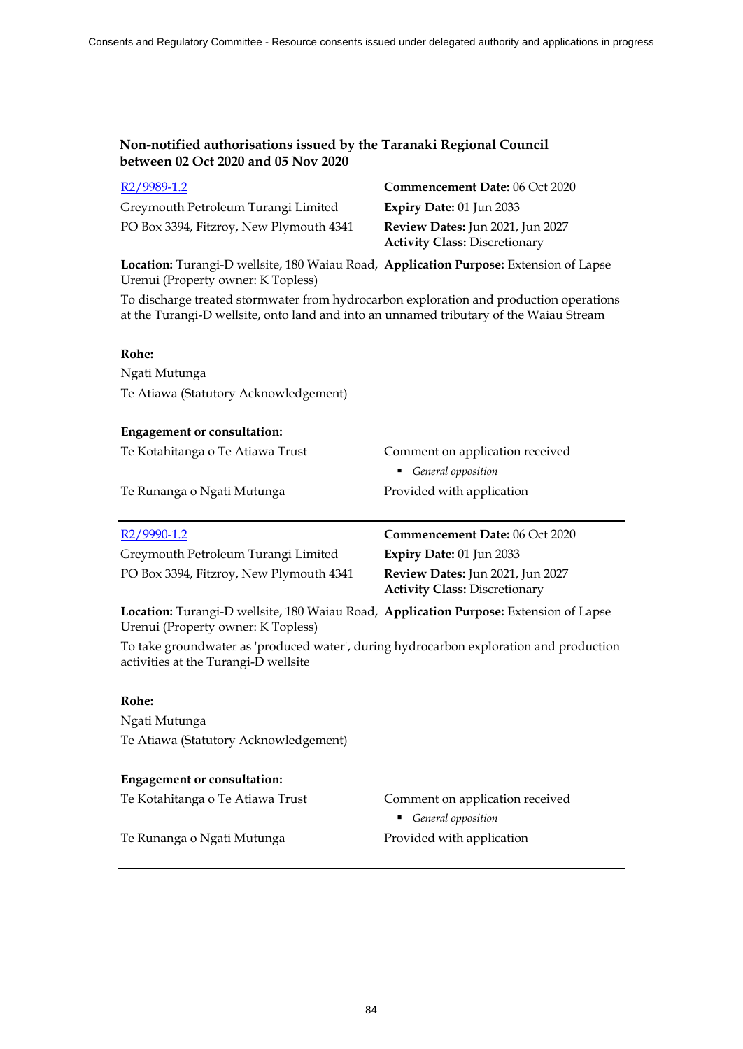## Non-notified authorisations issued by the Taranaki Regional Council between 02 Oct 2020 and 05 Nov 2020

R2/9989-1.2

Greymouth Petroleum Turangi Limited
PO Box 3394, Fitzroy, New Plymouth 4341

**Commencement Date:** 06 Oct 2020
**Expiry Date:** 01 Jun 2033
**Review Dates:** Jun 2021, Jun 2027
**Activity Class:** Discretionary

**Location:** Turangi-D wellsite, 180 Waiau Road, Urenui (Property owner: K Topless)

**Application Purpose:** Extension of Lapse

To discharge treated stormwater from hydrocarbon exploration and production operations at the Turangi-D wellsite, onto land and into an unnamed tributary of the Waiau Stream

**Rohe:**

Ngati Mutunga
Te Atiawa (Statutory Acknowledgement)

**Engagement or consultation:**

| | |
|---|---|
| Te Kotahitanga o Te Atiawa Trust | Comment on application received<br>▪ *General opposition* |
| Te Runanga o Ngati Mutunga | Provided with application |

---

R2/9990-1.2

Greymouth Petroleum Turangi Limited
PO Box 3394, Fitzroy, New Plymouth 4341

**Commencement Date:** 06 Oct 2020
**Expiry Date:** 01 Jun 2033
**Review Dates:** Jun 2021, Jun 2027
**Activity Class:** Discretionary

**Location:** Turangi-D wellsite, 180 Waiau Road, Urenui (Property owner: K Topless)

**Application Purpose:** Extension of Lapse

To take groundwater as 'produced water', during hydrocarbon exploration and production activities at the Turangi-D wellsite

**Rohe:**

Ngati Mutunga
Te Atiawa (Statutory Acknowledgement)

**Engagement or consultation:**

| | |
|---|---|
| Te Kotahitanga o Te Atiawa Trust | Comment on application received<br>▪ *General opposition* |
| Te Runanga o Ngati Mutunga | Provided with application |

---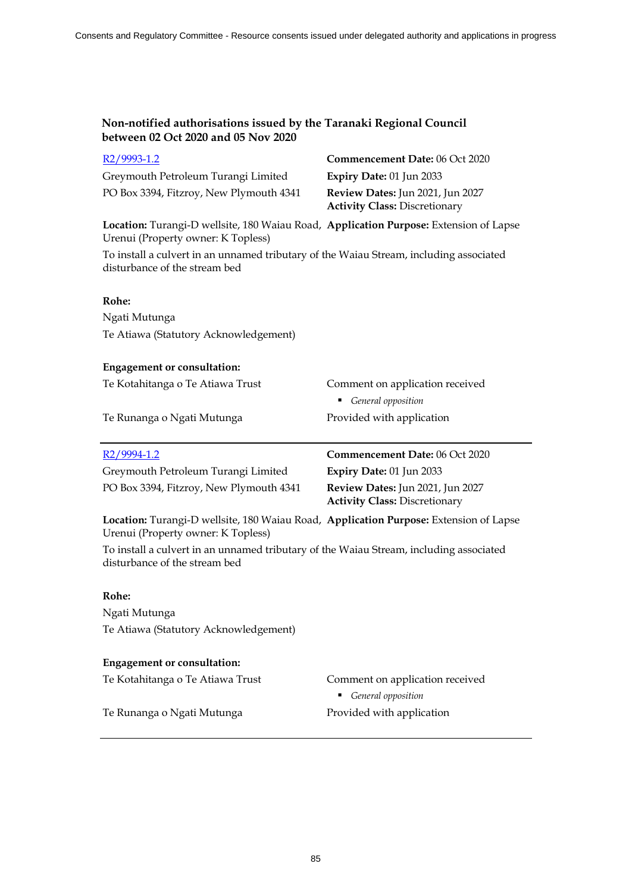## Non-notified authorisations issued by the Taranaki Regional Council between 02 Oct 2020 and 05 Nov 2020

R2/9993-1.2

Greymouth Petroleum Turangi Limited

PO Box 3394, Fitzroy, New Plymouth 4341

**Commencement Date:** 06 Oct 2020

**Expiry Date:** 01 Jun 2033

**Review Dates:** Jun 2021, Jun 2027

**Activity Class:** Discretionary

**Location:** Turangi-D wellsite, 180 Waiau Road, Urenui (Property owner: K Topless)

**Application Purpose:** Extension of Lapse

To install a culvert in an unnamed tributary of the Waiau Stream, including associated disturbance of the stream bed

**Rohe:**

Ngati Mutunga

Te Atiawa (Statutory Acknowledgement)

**Engagement or consultation:**

| | |
|---|---|
| Te Kotahitanga o Te Atiawa Trust | Comment on application received<br>- *General opposition* |
| Te Runanga o Ngati Mutunga | Provided with application |

---

R2/9994-1.2

Greymouth Petroleum Turangi Limited

PO Box 3394, Fitzroy, New Plymouth 4341

**Commencement Date:** 06 Oct 2020

**Expiry Date:** 01 Jun 2033

**Review Dates:** Jun 2021, Jun 2027

**Activity Class:** Discretionary

**Location:** Turangi-D wellsite, 180 Waiau Road, Urenui (Property owner: K Topless)

**Application Purpose:** Extension of Lapse

To install a culvert in an unnamed tributary of the Waiau Stream, including associated disturbance of the stream bed

**Rohe:**

Ngati Mutunga

Te Atiawa (Statutory Acknowledgement)

**Engagement or consultation:**

| | |
|---|---|
| Te Kotahitanga o Te Atiawa Trust | Comment on application received<br>- *General opposition* |
| Te Runanga o Ngati Mutunga | Provided with application |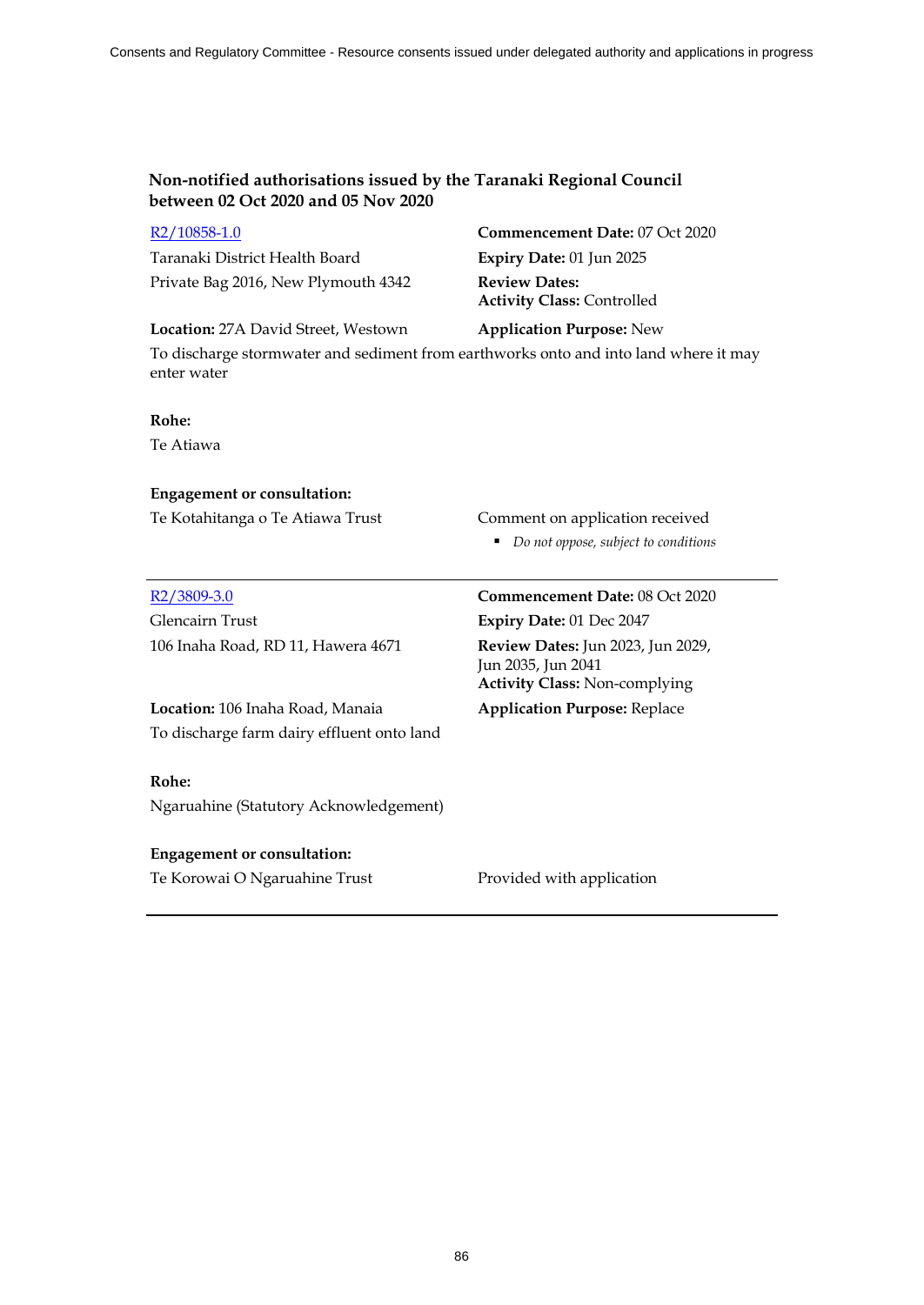## Non-notified authorisations issued by the Taranaki Regional Council between 02 Oct 2020 and 05 Nov 2020

[R2/10858-1.0]

Taranaki District Health Board
Private Bag 2016, New Plymouth 4342

**Commencement Date:** 07 Oct 2020
**Expiry Date:** 01 Jun 2025
**Review Dates:**
**Activity Class:** Controlled

**Location:** 27A David Street, Westown

**Application Purpose:** New

To discharge stormwater and sediment from earthworks onto and into land where it may enter water

**Rohe:**

Te Atiawa

**Engagement or consultation:**

Te Kotahitanga o Te Atiawa Trust — Comment on application received

- *Do not oppose, subject to conditions*

---

[R2/3809-3.0]

Glencairn Trust
106 Inaha Road, RD 11, Hawera 4671

**Commencement Date:** 08 Oct 2020
**Expiry Date:** 01 Dec 2047
**Review Dates:** Jun 2023, Jun 2029, Jun 2035, Jun 2041
**Activity Class:** Non-complying

**Location:** 106 Inaha Road, Manaia

**Application Purpose:** Replace

To discharge farm dairy effluent onto land

**Rohe:**

Ngaruahine (Statutory Acknowledgement)

**Engagement or consultation:**

Te Korowai O Ngaruahine Trust — Provided with application

---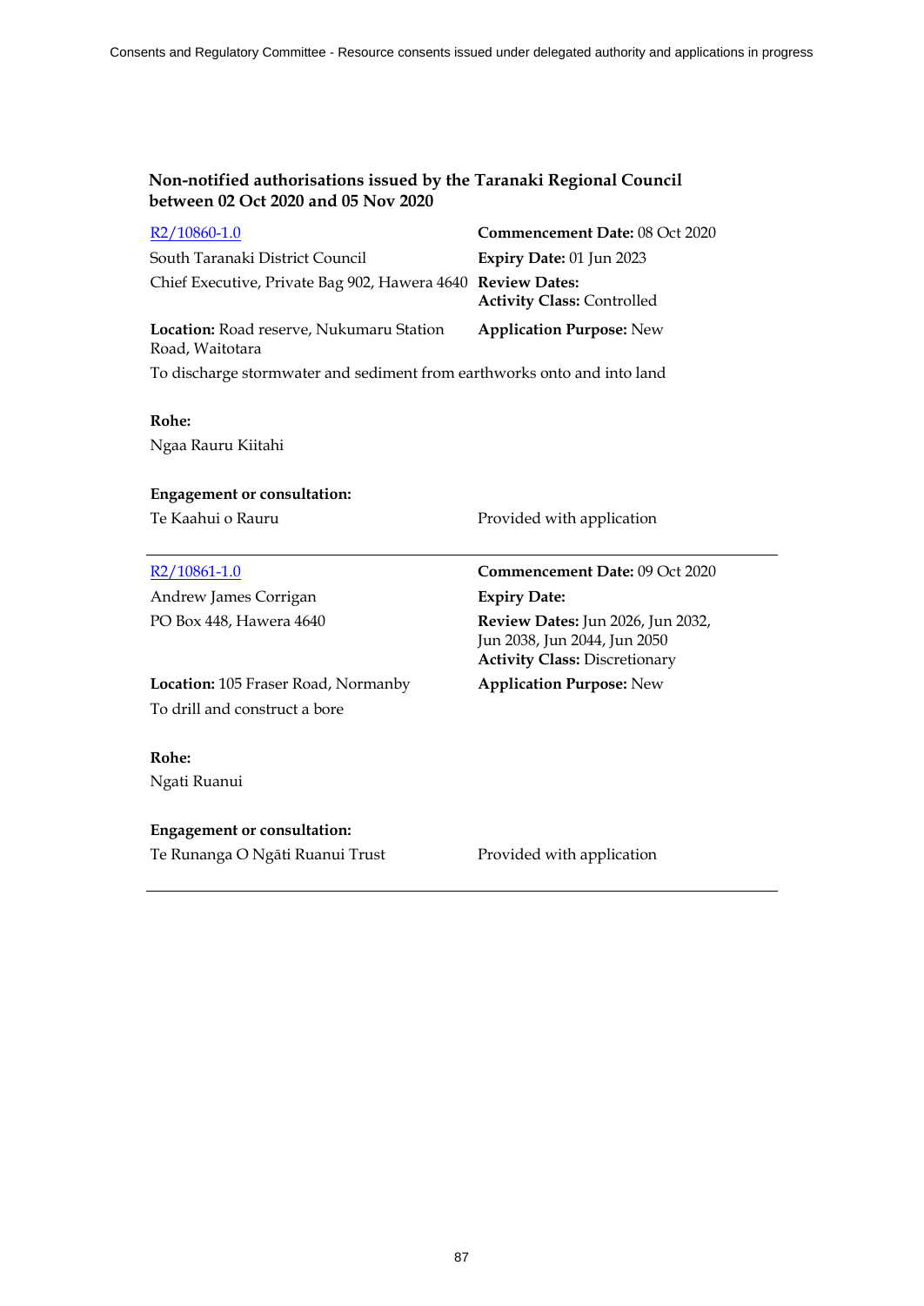### Non-notified authorisations issued by the Taranaki Regional Council between 02 Oct 2020 and 05 Nov 2020

| | |
|---|---|
| R2/10860-1.0 | **Commencement Date:** 08 Oct 2020 |
| South Taranaki District Council | **Expiry Date:** 01 Jun 2023 |
| Chief Executive, Private Bag 902, Hawera 4640 | **Review Dates:**<br>**Activity Class:** Controlled |
| **Location:** Road reserve, Nukumaru Station Road, Waitotara | **Application Purpose:** New |

To discharge stormwater and sediment from earthworks onto and into land

**Rohe:**

Ngaa Rauru Kiitahi

**Engagement or consultation:**

| | |
|---|---|
| Te Kaahui o Rauru | Provided with application |

---

| | |
|---|---|
| R2/10861-1.0 | **Commencement Date:** 09 Oct 2020 |
| Andrew James Corrigan | **Expiry Date:** |
| PO Box 448, Hawera 4640 | **Review Dates:** Jun 2026, Jun 2032, Jun 2038, Jun 2044, Jun 2050<br>**Activity Class:** Discretionary |
| **Location:** 105 Fraser Road, Normanby | **Application Purpose:** New |

To drill and construct a bore

**Rohe:**

Ngati Ruanui

**Engagement or consultation:**

| | |
|---|---|
| Te Runanga O Ngāti Ruanui Trust | Provided with application |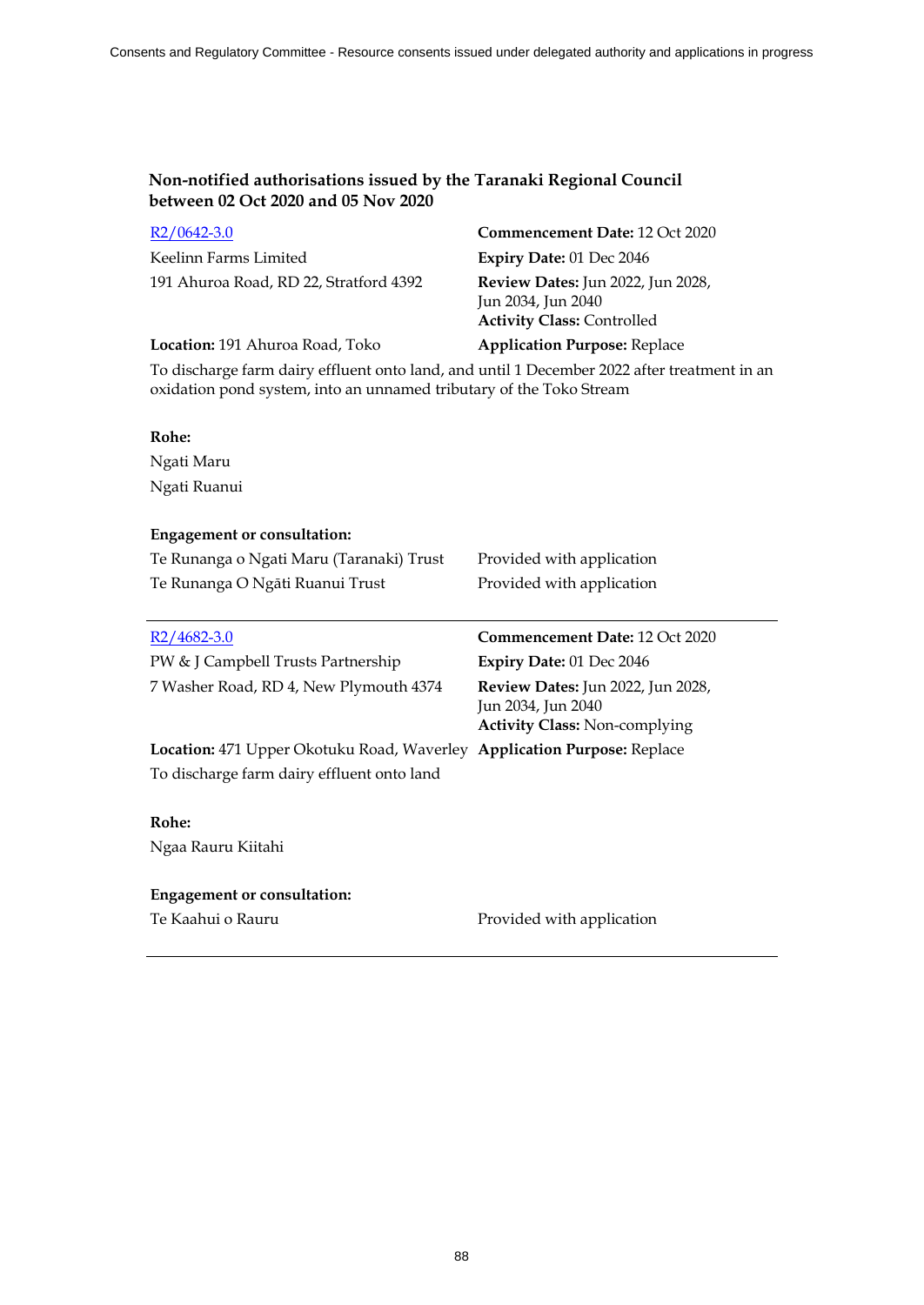### Non-notified authorisations issued by the Taranaki Regional Council between 02 Oct 2020 and 05 Nov 2020

| | |
|---|---|
| R2/0642-3.0 | **Commencement Date:** 12 Oct 2020 |
| Keelinn Farms Limited | **Expiry Date:** 01 Dec 2046 |
| 191 Ahuroa Road, RD 22, Stratford 4392 | **Review Dates:** Jun 2022, Jun 2028, Jun 2034, Jun 2040 |
| | **Activity Class:** Controlled |
| **Location:** 191 Ahuroa Road, Toko | **Application Purpose:** Replace |

To discharge farm dairy effluent onto land, and until 1 December 2022 after treatment in an oxidation pond system, into an unnamed tributary of the Toko Stream

**Rohe:**

Ngati Maru

Ngati Ruanui

**Engagement or consultation:**

| | |
|---|---|
| Te Runanga o Ngati Maru (Taranaki) Trust | Provided with application |
| Te Runanga O Ngāti Ruanui Trust | Provided with application |

---

| | |
|---|---|
| R2/4682-3.0 | **Commencement Date:** 12 Oct 2020 |
| PW & J Campbell Trusts Partnership | **Expiry Date:** 01 Dec 2046 |
| 7 Washer Road, RD 4, New Plymouth 4374 | **Review Dates:** Jun 2022, Jun 2028, Jun 2034, Jun 2040 |
| | **Activity Class:** Non-complying |
| **Location:** 471 Upper Okotuku Road, Waverley | **Application Purpose:** Replace |

To discharge farm dairy effluent onto land

**Rohe:**

Ngaa Rauru Kiitahi

**Engagement or consultation:**

| | |
|---|---|
| Te Kaahui o Rauru | Provided with application |

---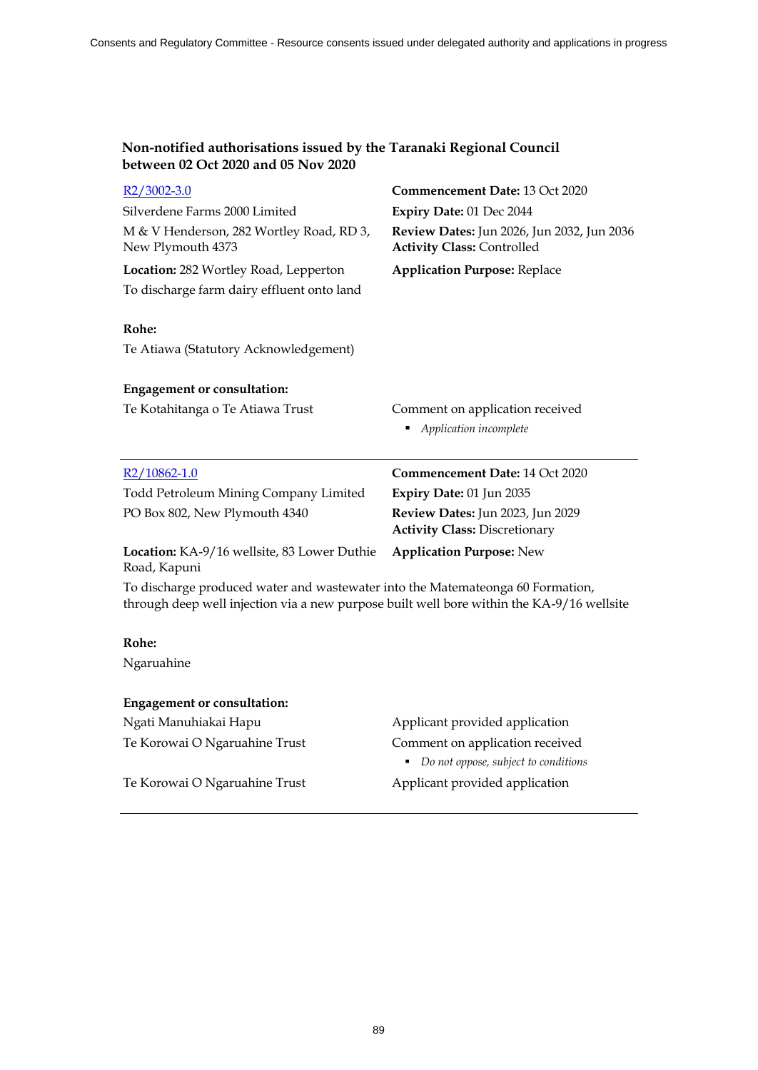## Non-notified authorisations issued by the Taranaki Regional Council between 02 Oct 2020 and 05 Nov 2020

[R2/3002-3.0]

Silverdene Farms 2000 Limited

M & V Henderson, 282 Wortley Road, RD 3, New Plymouth 4373

**Location:** 282 Wortley Road, Lepperton

To discharge farm dairy effluent onto land

**Commencement Date:** 13 Oct 2020

**Expiry Date:** 01 Dec 2044

**Review Dates:** Jun 2026, Jun 2032, Jun 2036

**Activity Class:** Controlled

**Application Purpose:** Replace

**Rohe:**

Te Atiawa (Statutory Acknowledgement)

**Engagement or consultation:**

| | |
|---|---|
| Te Kotahitanga o Te Atiawa Trust | Comment on application received<br>▪ *Application incomplete* |

---

[R2/10862-1.0]

Todd Petroleum Mining Company Limited

PO Box 802, New Plymouth 4340

**Location:** KA-9/16 wellsite, 83 Lower Duthie Road, Kapuni

**Commencement Date:** 14 Oct 2020

**Expiry Date:** 01 Jun 2035

**Review Dates:** Jun 2023, Jun 2029

**Activity Class:** Discretionary

**Application Purpose:** New

To discharge produced water and wastewater into the Matemateonga 60 Formation, through deep well injection via a new purpose built well bore within the KA-9/16 wellsite

**Rohe:**

Ngaruahine

**Engagement or consultation:**

| | |
|---|---|
| Ngati Manuhiakai Hapu | Applicant provided application |
| Te Korowai O Ngaruahine Trust | Comment on application received<br>▪ *Do not oppose, subject to conditions* |
| Te Korowai O Ngaruahine Trust | Applicant provided application |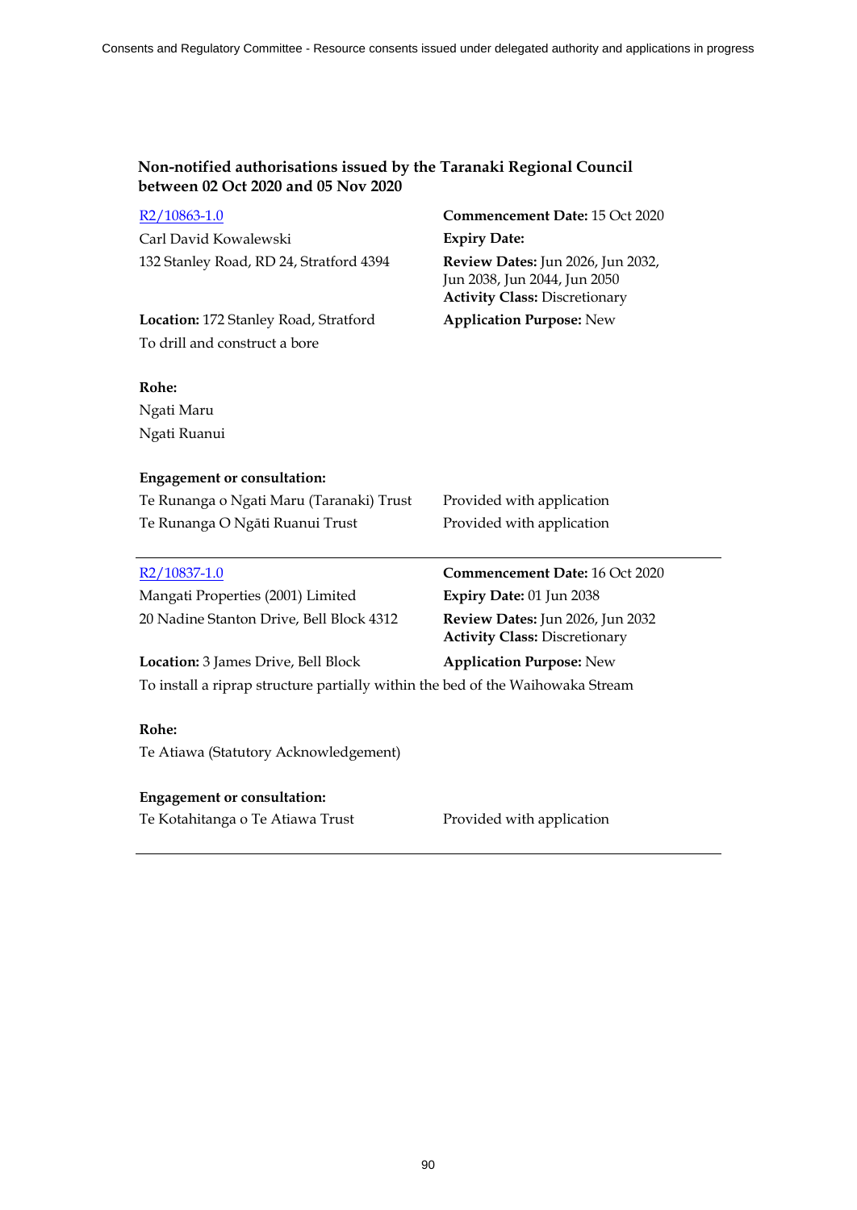### Non-notified authorisations issued by the Taranaki Regional Council between 02 Oct 2020 and 05 Nov 2020

R2/10863-1.0

Carl David Kowalewski

132 Stanley Road, RD 24, Stratford 4394

**Commencement Date:** 15 Oct 2020

**Expiry Date:**

**Review Dates:** Jun 2026, Jun 2032, Jun 2038, Jun 2044, Jun 2050

**Activity Class:** Discretionary

**Location:** 172 Stanley Road, Stratford

**Application Purpose:** New

To drill and construct a bore

**Rohe:**

Ngati Maru

Ngati Ruanui

**Engagement or consultation:**

| | |
|---|---|
| Te Runanga o Ngati Maru (Taranaki) Trust | Provided with application |
| Te Runanga O Ngāti Ruanui Trust | Provided with application |

---

R2/10837-1.0

Mangati Properties (2001) Limited

20 Nadine Stanton Drive, Bell Block 4312

**Commencement Date:** 16 Oct 2020

**Expiry Date:** 01 Jun 2038

**Review Dates:** Jun 2026, Jun 2032

**Activity Class:** Discretionary

**Location:** 3 James Drive, Bell Block

**Application Purpose:** New

To install a riprap structure partially within the bed of the Waihowaka Stream

**Rohe:**

Te Atiawa (Statutory Acknowledgement)

**Engagement or consultation:**

| | |
|---|---|
| Te Kotahitanga o Te Atiawa Trust | Provided with application |

---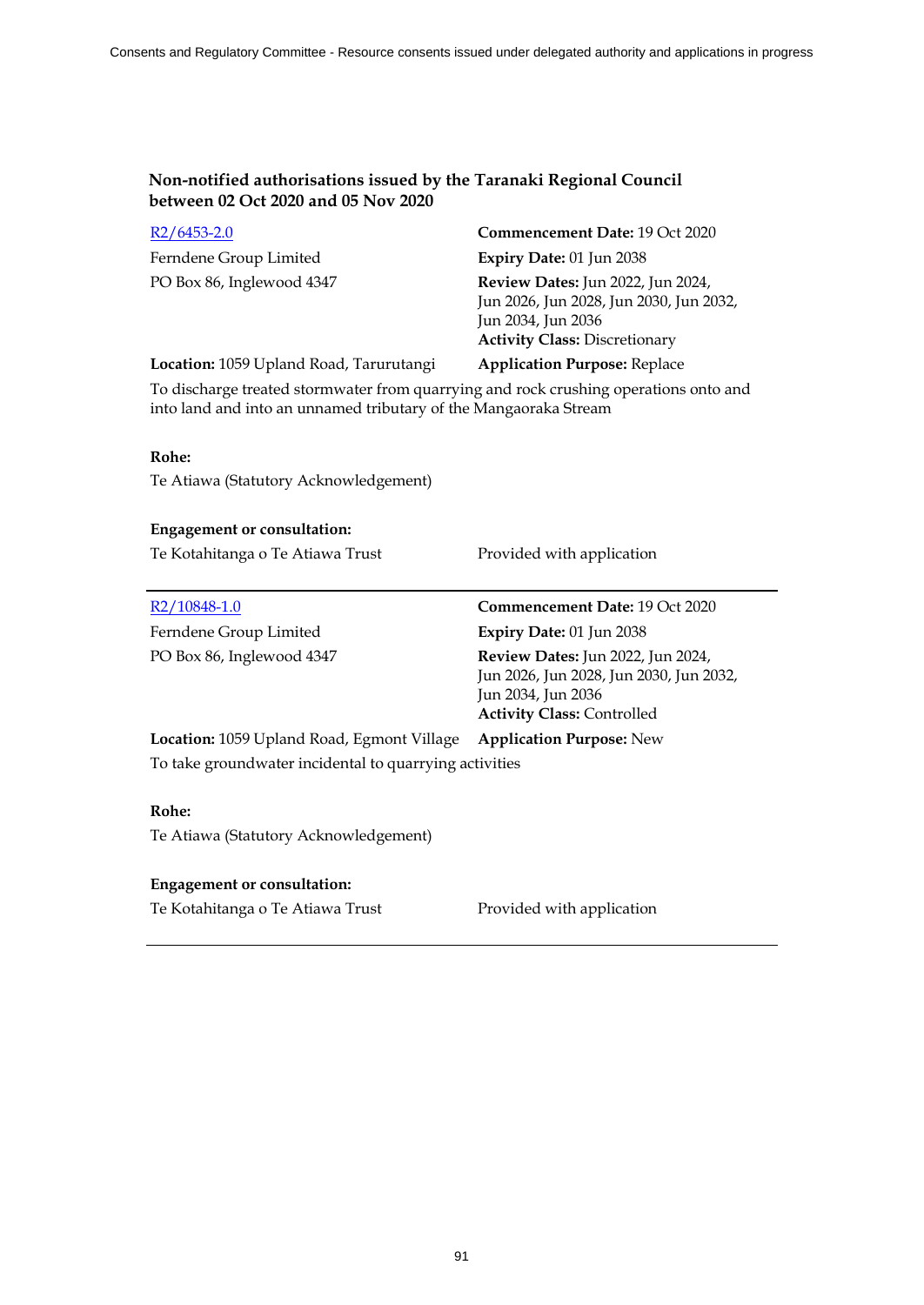### Non-notified authorisations issued by the Taranaki Regional Council between 02 Oct 2020 and 05 Nov 2020

[R2/6453-2.0]

Ferndene Group Limited
PO Box 86, Inglewood 4347

**Commencement Date:** 19 Oct 2020
**Expiry Date:** 01 Jun 2038
**Review Dates:** Jun 2022, Jun 2024, Jun 2026, Jun 2028, Jun 2030, Jun 2032, Jun 2034, Jun 2036
**Activity Class:** Discretionary

**Location:** 1059 Upland Road, Tarurutangi
**Application Purpose:** Replace

To discharge treated stormwater from quarrying and rock crushing operations onto and into land and into an unnamed tributary of the Mangaoraka Stream

**Rohe:**
Te Atiawa (Statutory Acknowledgement)

**Engagement or consultation:**

| | |
|---|---|
| Te Kotahitanga o Te Atiawa Trust | Provided with application |

---

[R2/10848-1.0]

Ferndene Group Limited
PO Box 86, Inglewood 4347

**Commencement Date:** 19 Oct 2020
**Expiry Date:** 01 Jun 2038
**Review Dates:** Jun 2022, Jun 2024, Jun 2026, Jun 2028, Jun 2030, Jun 2032, Jun 2034, Jun 2036
**Activity Class:** Controlled

**Location:** 1059 Upland Road, Egmont Village
**Application Purpose:** New

To take groundwater incidental to quarrying activities

**Rohe:**
Te Atiawa (Statutory Acknowledgement)

**Engagement or consultation:**

| | |
|---|---|
| Te Kotahitanga o Te Atiawa Trust | Provided with application |

---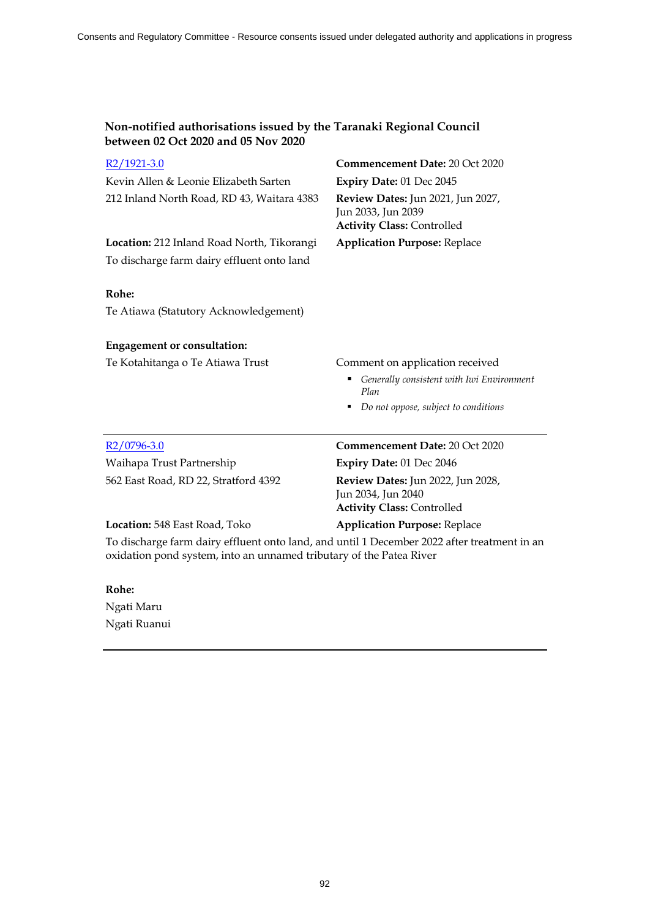### Non-notified authorisations issued by the Taranaki Regional Council between 02 Oct 2020 and 05 Nov 2020

R2/1921-3.0

Kevin Allen & Leonie Elizabeth Sarten
212 Inland North Road, RD 43, Waitara 4383

**Commencement Date:** 20 Oct 2020
**Expiry Date:** 01 Dec 2045
**Review Dates:** Jun 2021, Jun 2027, Jun 2033, Jun 2039
**Activity Class:** Controlled

**Location:** 212 Inland Road North, Tikorangi
**Application Purpose:** Replace

To discharge farm dairy effluent onto land

**Rohe:**

Te Atiawa (Statutory Acknowledgement)

**Engagement or consultation:**

Te Kotahitanga o Te Atiawa Trust

Comment on application received

- *Generally consistent with Iwi Environment Plan*
- *Do not oppose, subject to conditions*

---

R2/0796-3.0

Waihapa Trust Partnership
562 East Road, RD 22, Stratford 4392

**Commencement Date:** 20 Oct 2020
**Expiry Date:** 01 Dec 2046
**Review Dates:** Jun 2022, Jun 2028, Jun 2034, Jun 2040
**Activity Class:** Controlled

**Location:** 548 East Road, Toko
**Application Purpose:** Replace

To discharge farm dairy effluent onto land, and until 1 December 2022 after treatment in an oxidation pond system, into an unnamed tributary of the Patea River

**Rohe:**

Ngati Maru
Ngati Ruanui

---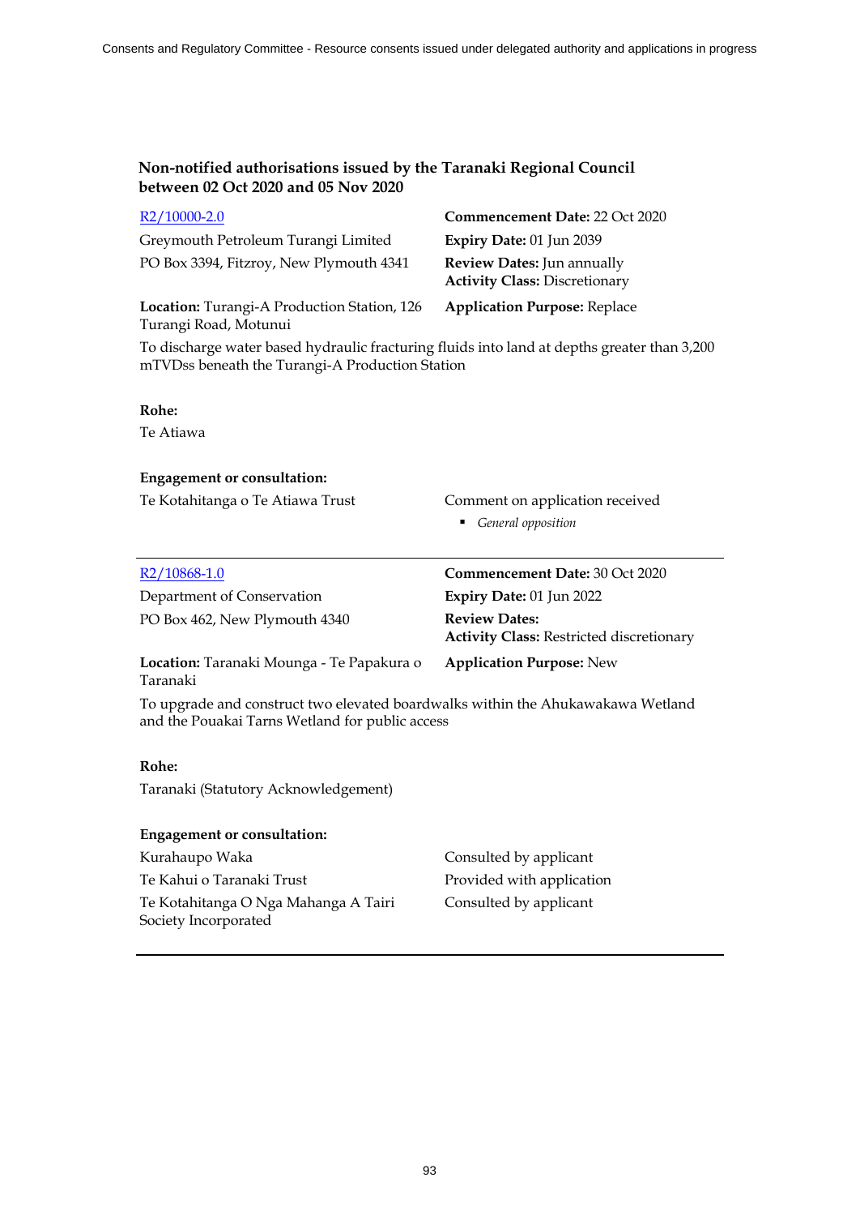### Non-notified authorisations issued by the Taranaki Regional Council between 02 Oct 2020 and 05 Nov 2020

R2/10000-2.0

Greymouth Petroleum Turangi Limited

PO Box 3394, Fitzroy, New Plymouth 4341

**Commencement Date:** 22 Oct 2020

**Expiry Date:** 01 Jun 2039

**Review Dates:** Jun annually

**Activity Class:** Discretionary

**Location:** Turangi-A Production Station, 126 Turangi Road, Motunui

**Application Purpose:** Replace

To discharge water based hydraulic fracturing fluids into land at depths greater than 3,200 mTVDss beneath the Turangi-A Production Station

**Rohe:**

Te Atiawa

**Engagement or consultation:**

| | |
|---|---|
| Te Kotahitanga o Te Atiawa Trust | Comment on application received<br>▪ *General opposition* |

---

R2/10868-1.0

Department of Conservation

PO Box 462, New Plymouth 4340

**Commencement Date:** 30 Oct 2020

**Expiry Date:** 01 Jun 2022

**Review Dates:**

**Activity Class:** Restricted discretionary

**Location:** Taranaki Mounga - Te Papakura o Taranaki

**Application Purpose:** New

To upgrade and construct two elevated boardwalks within the Ahukawakawa Wetland and the Pouakai Tarns Wetland for public access

**Rohe:**

Taranaki (Statutory Acknowledgement)

**Engagement or consultation:**

| | |
|---|---|
| Kurahaupo Waka | Consulted by applicant |
| Te Kahui o Taranaki Trust | Provided with application |
| Te Kotahitanga O Nga Mahanga A Tairi Society Incorporated | Consulted by applicant |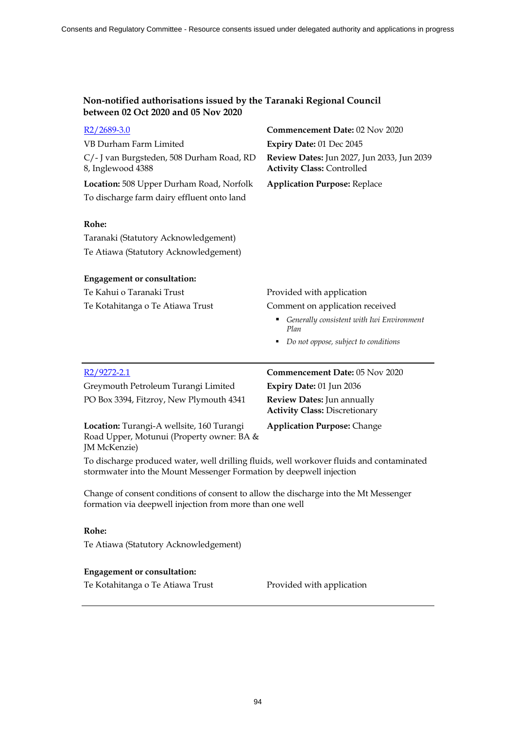### Non-notified authorisations issued by the Taranaki Regional Council between 02 Oct 2020 and 05 Nov 2020

[R2/2689-3.0]

VB Durham Farm Limited

C/- J van Burgsteden, 508 Durham Road, RD 8, Inglewood 4388

**Location:** 508 Upper Durham Road, Norfolk

To discharge farm dairy effluent onto land

**Commencement Date:** 02 Nov 2020

**Expiry Date:** 01 Dec 2045

**Review Dates:** Jun 2027, Jun 2033, Jun 2039

**Activity Class:** Controlled

**Application Purpose:** Replace

**Rohe:**

Taranaki (Statutory Acknowledgement)

Te Atiawa (Statutory Acknowledgement)

**Engagement or consultation:**

Te Kahui o Taranaki Trust — Provided with application

Te Kotahitanga o Te Atiawa Trust — Comment on application received

- *Generally consistent with Iwi Environment Plan*
- *Do not oppose, subject to conditions*

---

[R2/9272-2.1]

Greymouth Petroleum Turangi Limited

PO Box 3394, Fitzroy, New Plymouth 4341

**Location:** Turangi-A wellsite, 160 Turangi Road Upper, Motunui (Property owner: BA & JM McKenzie)

**Commencement Date:** 05 Nov 2020

**Expiry Date:** 01 Jun 2036

**Review Dates:** Jun annually

**Activity Class:** Discretionary

**Application Purpose:** Change

To discharge produced water, well drilling fluids, well workover fluids and contaminated stormwater into the Mount Messenger Formation by deepwell injection

Change of consent conditions of consent to allow the discharge into the Mt Messenger formation via deepwell injection from more than one well

**Rohe:**

Te Atiawa (Statutory Acknowledgement)

**Engagement or consultation:**

Te Kotahitanga o Te Atiawa Trust — Provided with application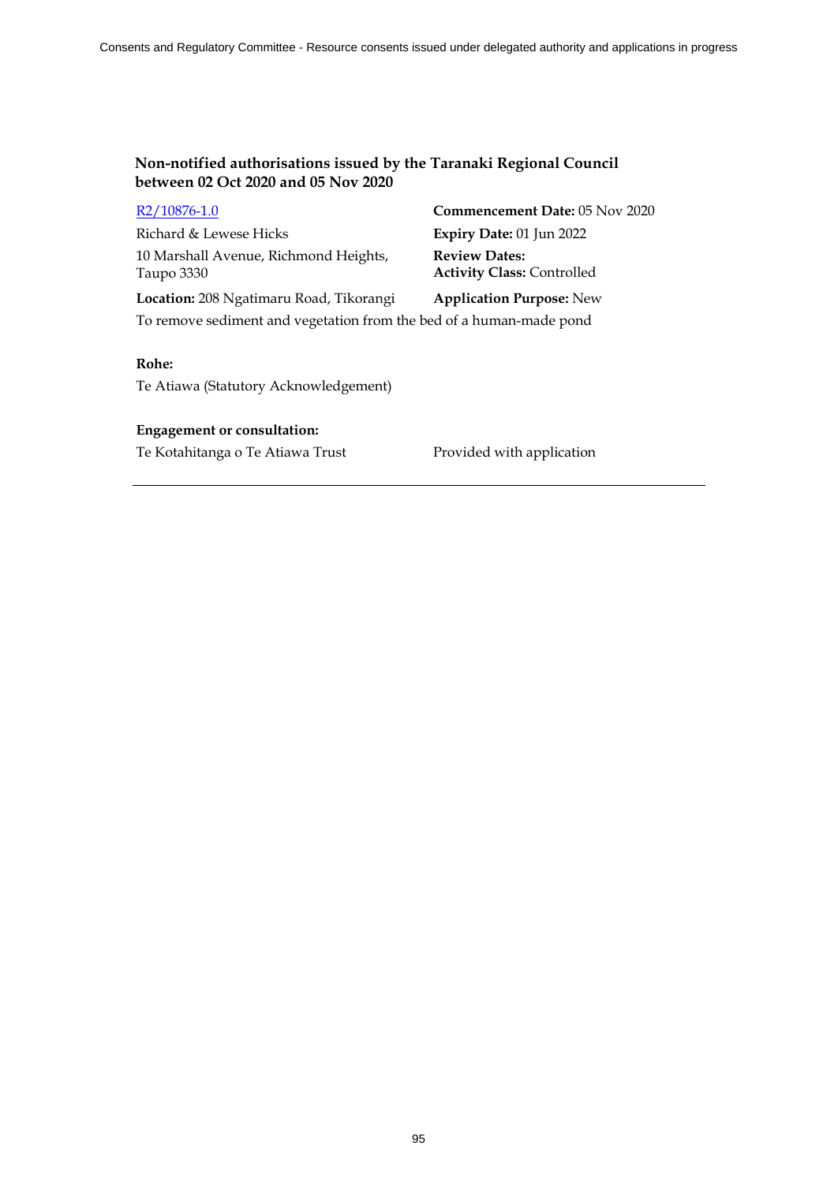### Non-notified authorisations issued by the Taranaki Regional Council between 02 Oct 2020 and 05 Nov 2020

| | |
|---|---|
| R2/10876-1.0 | **Commencement Date:** 05 Nov 2020 |
| Richard & Lewese Hicks | **Expiry Date:** 01 Jun 2022 |
| 10 Marshall Avenue, Richmond Heights, Taupo 3330 | **Review Dates:**<br>**Activity Class:** Controlled |
| **Location:** 208 Ngatimaru Road, Tikorangi | **Application Purpose:** New |

To remove sediment and vegetation from the bed of a human-made pond

**Rohe:**

Te Atiawa (Statutory Acknowledgement)

**Engagement or consultation:**

| | |
|---|---|
| Te Kotahitanga o Te Atiawa Trust | Provided with application |